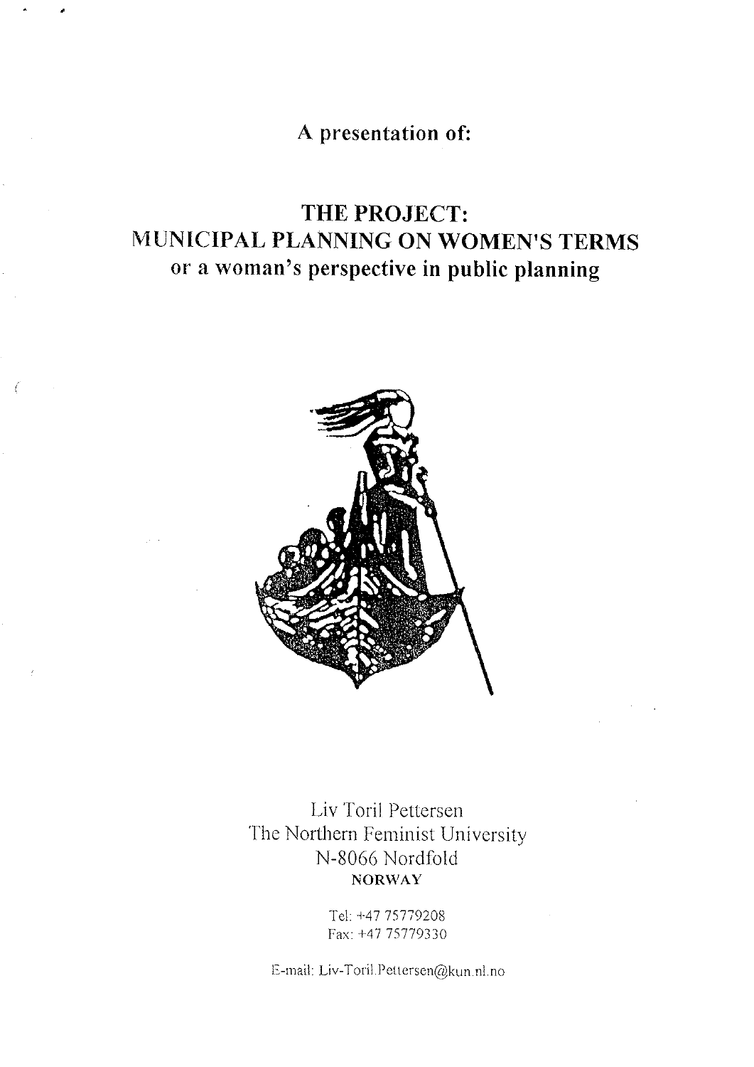A presentation of:

# THE PROJECT: MUNICIPAL PLANNING ON WOMEN'S TERMS

## or a woman's perspective in public planning

Liv Toril Pettersen
The Northern Feminist University
N-8066 Nordfold
NORWAY

Tel: +47 75779208
Fax: +47 75779330

E-mail: Liv-Toril.Pettersen@kun.nl.no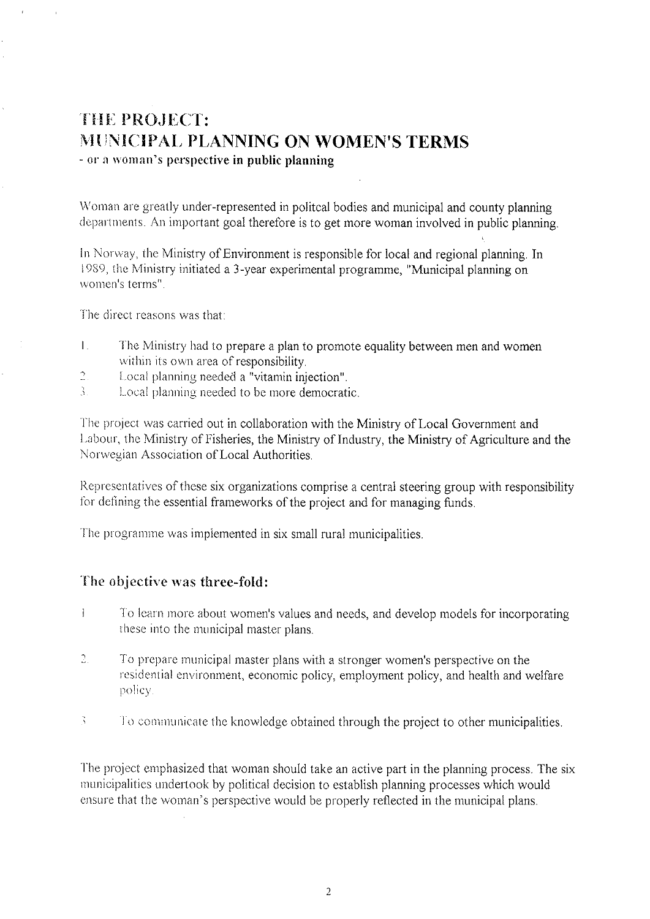# THE PROJECT: MUNICIPAL PLANNING ON WOMEN'S TERMS

**- or a woman's perspective in public planning**

Woman are greatly under-represented in politcal bodies and municipal and county planning departments. An important goal therefore is to get more woman involved in public planning.

In Norway, the Ministry of Environment is responsible for local and regional planning. In 1989, the Ministry initiated a 3-year experimental programme, "Municipal planning on women's terms".

The direct reasons was that:

1. The Ministry had to prepare a plan to promote equality between men and women within its own area of responsibility.
2. Local planning needed a "vitamin injection".
3. Local planning needed to be more democratic.

The project was carried out in collaboration with the Ministry of Local Government and Labour, the Ministry of Fisheries, the Ministry of Industry, the Ministry of Agriculture and the Norwegian Association of Local Authorities.

Representatives of these six organizations comprise a central steering group with responsibility for defining the essential frameworks of the project and for managing funds.

The programme was implemented in six small rural municipalities.

## The objective was three-fold:

1. To learn more about women's values and needs, and develop models for incorporating these into the municipal master plans.
2. To prepare municipal master plans with a stronger women's perspective on the residential environment, economic policy, employment policy, and health and welfare policy.
3. To communicate the knowledge obtained through the project to other municipalities.

The project emphasized that woman should take an active part in the planning process. The six municipalities undertook by political decision to establish planning processes which would ensure that the woman's perspective would be properly reflected in the municipal plans.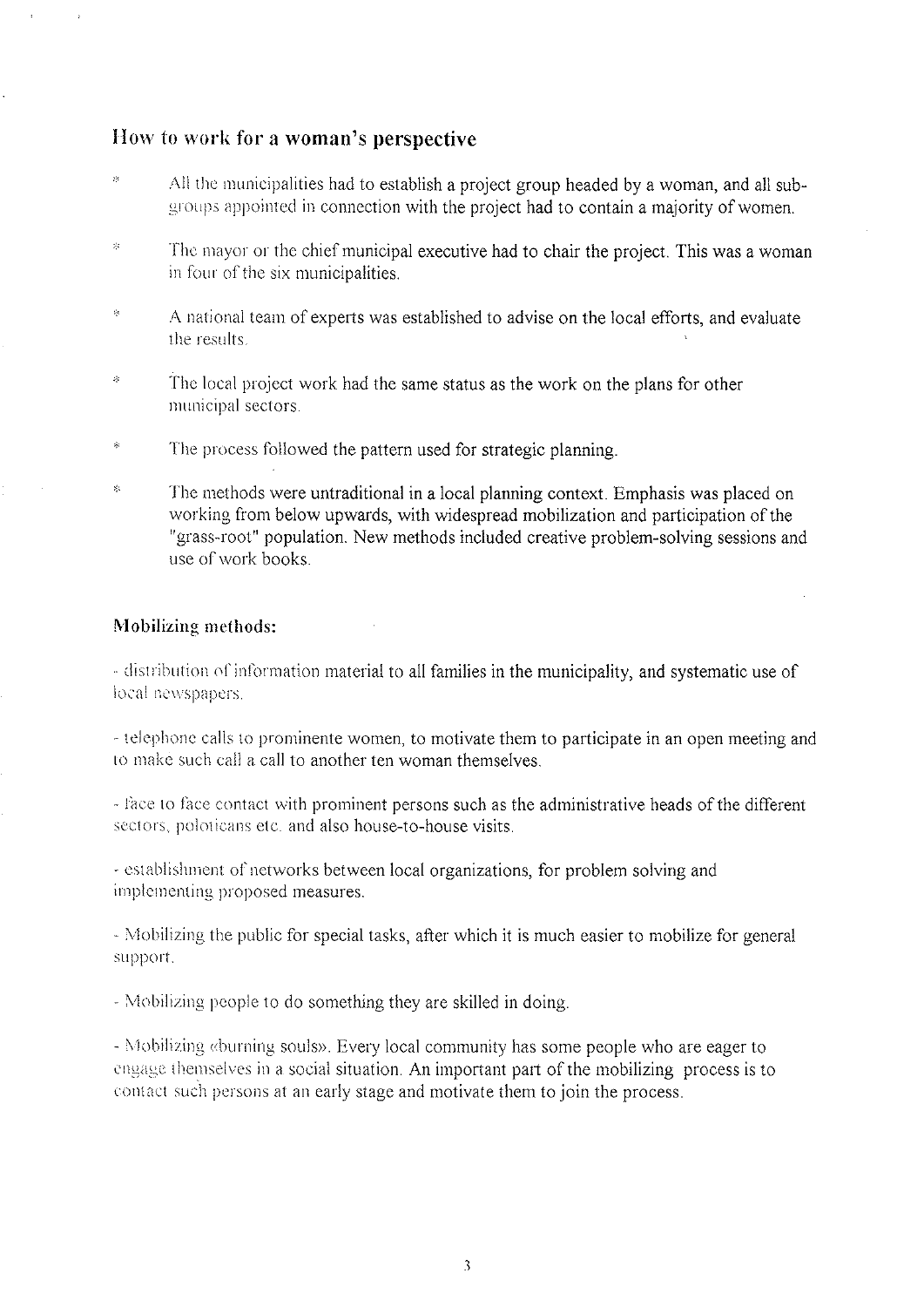## How to work for a woman's perspective

- All the municipalities had to establish a project group headed by a woman, and all sub-groups appointed in connection with the project had to contain a majority of women.

- The mayor or the chief municipal executive had to chair the project. This was a woman in four of the six municipalities.

- A national team of experts was established to advise on the local efforts, and evaluate the results.

- The local project work had the same status as the work on the plans for other municipal sectors.

- The process followed the pattern used for strategic planning.

- The methods were untraditional in a local planning context. Emphasis was placed on working from below upwards, with widespread mobilization and participation of the "grass-root" population. New methods included creative problem-solving sessions and use of work books.

### Mobilizing methods:

- distribution of information material to all families in the municipality, and systematic use of local newspapers.

- telephone calls to prominente women, to motivate them to participate in an open meeting and to make such call a call to another ten woman themselves.

- face to face contact with prominent persons such as the administrative heads of the different sectors, poloticans etc. and also house-to-house visits.

- establishment of networks between local organizations, for problem solving and implementing proposed measures.

- Mobilizing the public for special tasks, after which it is much easier to mobilize for general support.

- Mobilizing people to do something they are skilled in doing.

- Mobilizing «burning souls». Every local community has some people who are eager to engage themselves in a social situation. An important part of the mobilizing process is to contact such persons at an early stage and motivate them to join the process.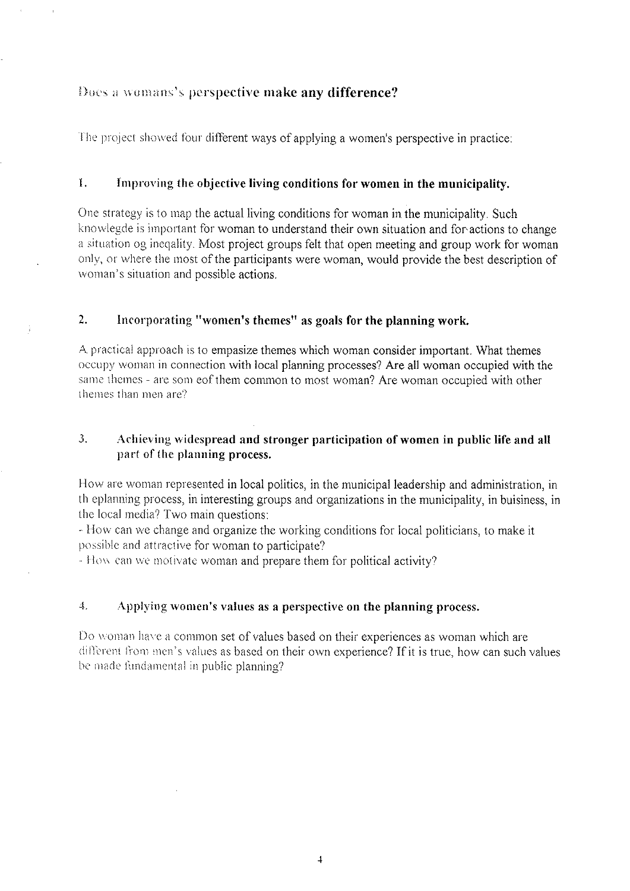## Does a womans's perspective make any difference?

The project showed four different ways of applying a women's perspective in practice:

### 1. Improving the objective living conditions for women in the municipality.

One strategy is to map the actual living conditions for woman in the municipality. Such knowlegde is important for woman to understand their own situation and for actions to change a situation og ineqality. Most project groups felt that open meeting and group work for woman only, or where the most of the participants were woman, would provide the best description of woman's situation and possible actions.

### 2. Incorporating "women's themes" as goals for the planning work.

A practical approach is to empasize themes which woman consider important. What themes occupy woman in connection with local planning processes? Are all woman occupied with the same themes - are som eof them common to most woman? Are woman occupied with other themes than men are?

### 3. Achieving widespread and stronger participation of women in public life and all part of the planning process.

How are woman represented in local politics, in the municipal leadership and administration, in th eplanning process, in interesting groups and organizations in the municipality, in buisiness, in the local media? Two main questions:

- How can we change and organize the working conditions for local politicians, to make it possible and attractive for woman to participate?
- How can we motivate woman and prepare them for political activity?

### 4. Applying women's values as a perspective on the planning process.

Do woman have a common set of values based on their experiences as woman which are different from men's values as based on their own experience? If it is true, how can such values be made fundamental in public planning?